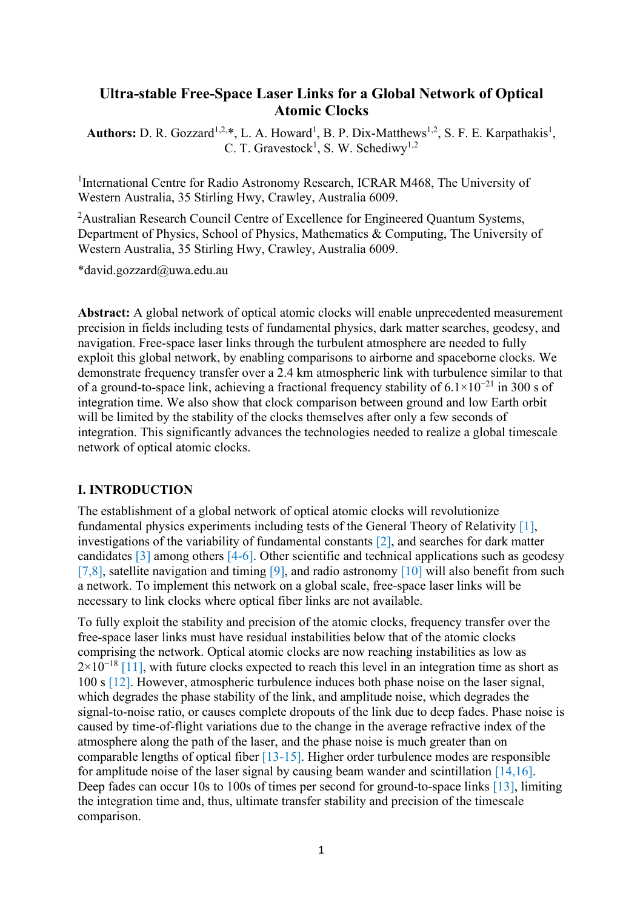# Ultra-stable Free-Space Laser Links for a Global Network of Optical Atomic Clocks

**Authors:** D. R. Gozzard[1,2,*], L. A. Howard[1], B. P. Dix-Matthews[1,2], S. F. E. Karpathakis[1], C. T. Gravestock[1], S. W. Schediwy[1,2]

[1]International Centre for Radio Astronomy Research, ICRAR M468, The University of Western Australia, 35 Stirling Hwy, Crawley, Australia 6009.

[2]Australian Research Council Centre of Excellence for Engineered Quantum Systems, Department of Physics, School of Physics, Mathematics & Computing, The University of Western Australia, 35 Stirling Hwy, Crawley, Australia 6009.

*david.gozzard@uwa.edu.au

**Abstract:** A global network of optical atomic clocks will enable unprecedented measurement precision in fields including tests of fundamental physics, dark matter searches, geodesy, and navigation. Free-space laser links through the turbulent atmosphere are needed to fully exploit this global network, by enabling comparisons to airborne and spaceborne clocks. We demonstrate frequency transfer over a 2.4 km atmospheric link with turbulence similar to that of a ground-to-space link, achieving a fractional frequency stability of $6.1\times10^{-21}$ in 300 s of integration time. We also show that clock comparison between ground and low Earth orbit will be limited by the stability of the clocks themselves after only a few seconds of integration. This significantly advances the technologies needed to realize a global timescale network of optical atomic clocks.

## I. INTRODUCTION

The establishment of a global network of optical atomic clocks will revolutionize fundamental physics experiments including tests of the General Theory of Relativity [1], investigations of the variability of fundamental constants [2], and searches for dark matter candidates [3] among others [4-6]. Other scientific and technical applications such as geodesy [7,8], satellite navigation and timing [9], and radio astronomy [10] will also benefit from such a network. To implement this network on a global scale, free-space laser links will be necessary to link clocks where optical fiber links are not available.

To fully exploit the stability and precision of the atomic clocks, frequency transfer over the free-space laser links must have residual instabilities below that of the atomic clocks comprising the network. Optical atomic clocks are now reaching instabilities as low as $2\times10^{-18}$ [11], with future clocks expected to reach this level in an integration time as short as 100 s [12]. However, atmospheric turbulence induces both phase noise on the laser signal, which degrades the phase stability of the link, and amplitude noise, which degrades the signal-to-noise ratio, or causes complete dropouts of the link due to deep fades. Phase noise is caused by time-of-flight variations due to the change in the average refractive index of the atmosphere along the path of the laser, and the phase noise is much greater than on comparable lengths of optical fiber [13-15]. Higher order turbulence modes are responsible for amplitude noise of the laser signal by causing beam wander and scintillation [14,16]. Deep fades can occur 10s to 100s of times per second for ground-to-space links [13], limiting the integration time and, thus, ultimate transfer stability and precision of the timescale comparison.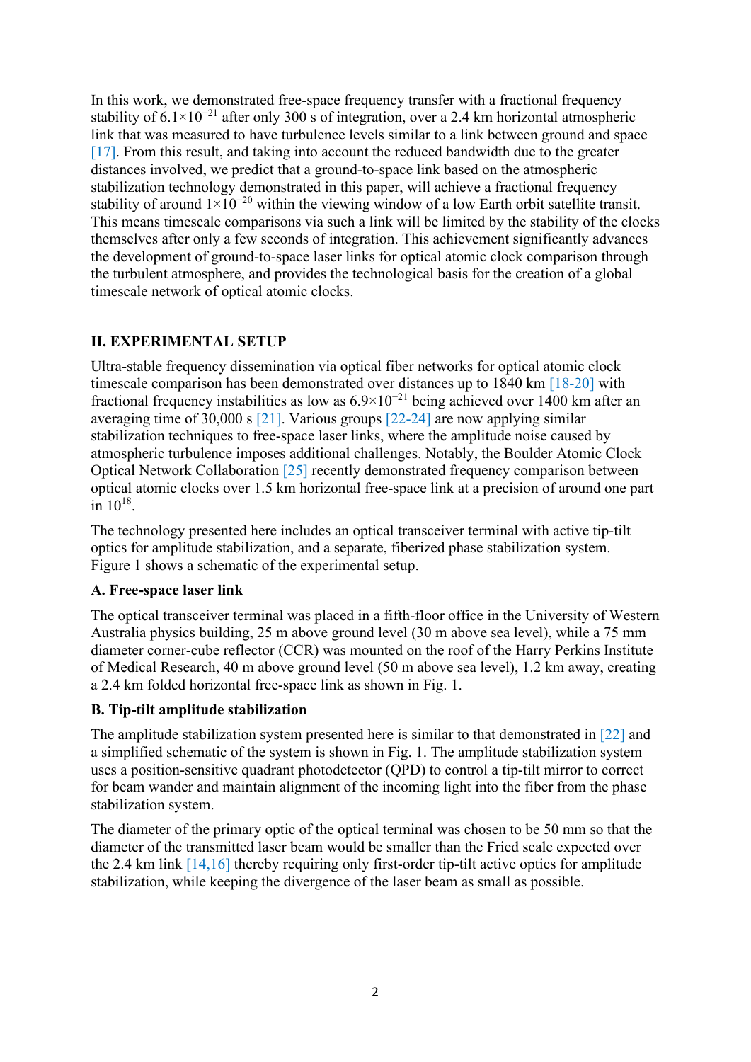In this work, we demonstrated free-space frequency transfer with a fractional frequency stability of $6.1\times10^{-21}$ after only 300 s of integration, over a 2.4 km horizontal atmospheric link that was measured to have turbulence levels similar to a link between ground and space [17]. From this result, and taking into account the reduced bandwidth due to the greater distances involved, we predict that a ground-to-space link based on the atmospheric stabilization technology demonstrated in this paper, will achieve a fractional frequency stability of around $1\times10^{-20}$ within the viewing window of a low Earth orbit satellite transit. This means timescale comparisons via such a link will be limited by the stability of the clocks themselves after only a few seconds of integration. This achievement significantly advances the development of ground-to-space laser links for optical atomic clock comparison through the turbulent atmosphere, and provides the technological basis for the creation of a global timescale network of optical atomic clocks.

## II. EXPERIMENTAL SETUP

Ultra-stable frequency dissemination via optical fiber networks for optical atomic clock timescale comparison has been demonstrated over distances up to 1840 km [18-20] with fractional frequency instabilities as low as $6.9\times10^{-21}$ being achieved over 1400 km after an averaging time of 30,000 s [21]. Various groups [22-24] are now applying similar stabilization techniques to free-space laser links, where the amplitude noise caused by atmospheric turbulence imposes additional challenges. Notably, the Boulder Atomic Clock Optical Network Collaboration [25] recently demonstrated frequency comparison between optical atomic clocks over 1.5 km horizontal free-space link at a precision of around one part in $10^{18}$.

The technology presented here includes an optical transceiver terminal with active tip-tilt optics for amplitude stabilization, and a separate, fiberized phase stabilization system. Figure 1 shows a schematic of the experimental setup.

### A. Free-space laser link

The optical transceiver terminal was placed in a fifth-floor office in the University of Western Australia physics building, 25 m above ground level (30 m above sea level), while a 75 mm diameter corner-cube reflector (CCR) was mounted on the roof of the Harry Perkins Institute of Medical Research, 40 m above ground level (50 m above sea level), 1.2 km away, creating a 2.4 km folded horizontal free-space link as shown in Fig. 1.

### B. Tip-tilt amplitude stabilization

The amplitude stabilization system presented here is similar to that demonstrated in [22] and a simplified schematic of the system is shown in Fig. 1. The amplitude stabilization system uses a position-sensitive quadrant photodetector (QPD) to control a tip-tilt mirror to correct for beam wander and maintain alignment of the incoming light into the fiber from the phase stabilization system.

The diameter of the primary optic of the optical terminal was chosen to be 50 mm so that the diameter of the transmitted laser beam would be smaller than the Fried scale expected over the 2.4 km link [14,16] thereby requiring only first-order tip-tilt active optics for amplitude stabilization, while keeping the divergence of the laser beam as small as possible.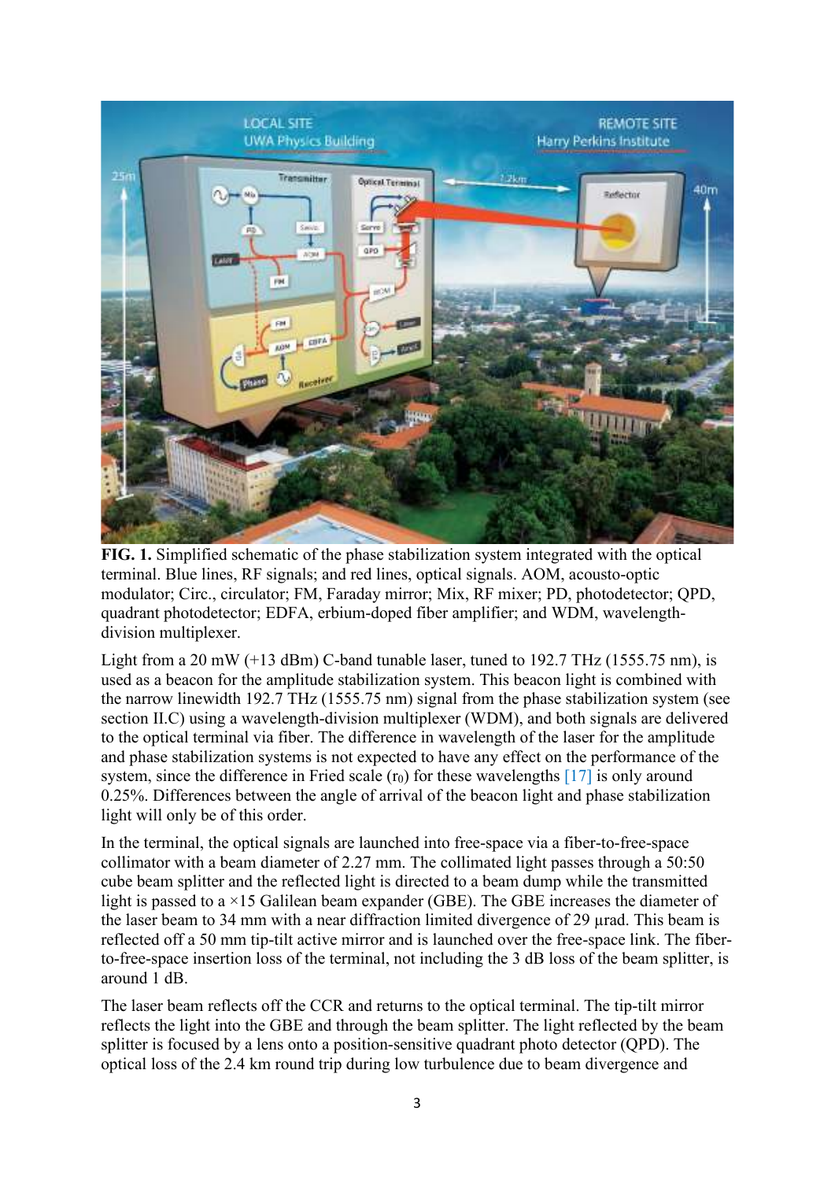**FIG. 1.** Simplified schematic of the phase stabilization system integrated with the optical terminal. Blue lines, RF signals; and red lines, optical signals. AOM, acousto-optic modulator; Circ., circulator; FM, Faraday mirror; Mix, RF mixer; PD, photodetector; QPD, quadrant photodetector; EDFA, erbium-doped fiber amplifier; and WDM, wavelength-division multiplexer.

Light from a 20 mW (+13 dBm) C-band tunable laser, tuned to 192.7 THz (1555.75 nm), is used as a beacon for the amplitude stabilization system. This beacon light is combined with the narrow linewidth 192.7 THz (1555.75 nm) signal from the phase stabilization system (see section II.C) using a wavelength-division multiplexer (WDM), and both signals are delivered to the optical terminal via fiber. The difference in wavelength of the laser for the amplitude and phase stabilization systems is not expected to have any effect on the performance of the system, since the difference in Fried scale ($r_0$) for these wavelengths [17] is only around 0.25%. Differences between the angle of arrival of the beacon light and phase stabilization light will only be of this order.

In the terminal, the optical signals are launched into free-space via a fiber-to-free-space collimator with a beam diameter of 2.27 mm. The collimated light passes through a 50:50 cube beam splitter and the reflected light is directed to a beam dump while the transmitted light is passed to a ×15 Galilean beam expander (GBE). The GBE increases the diameter of the laser beam to 34 mm with a near diffraction limited divergence of 29 µrad. This beam is reflected off a 50 mm tip-tilt active mirror and is launched over the free-space link. The fiber-to-free-space insertion loss of the terminal, not including the 3 dB loss of the beam splitter, is around 1 dB.

The laser beam reflects off the CCR and returns to the optical terminal. The tip-tilt mirror reflects the light into the GBE and through the beam splitter. The light reflected by the beam splitter is focused by a lens onto a position-sensitive quadrant photo detector (QPD). The optical loss of the 2.4 km round trip during low turbulence due to beam divergence and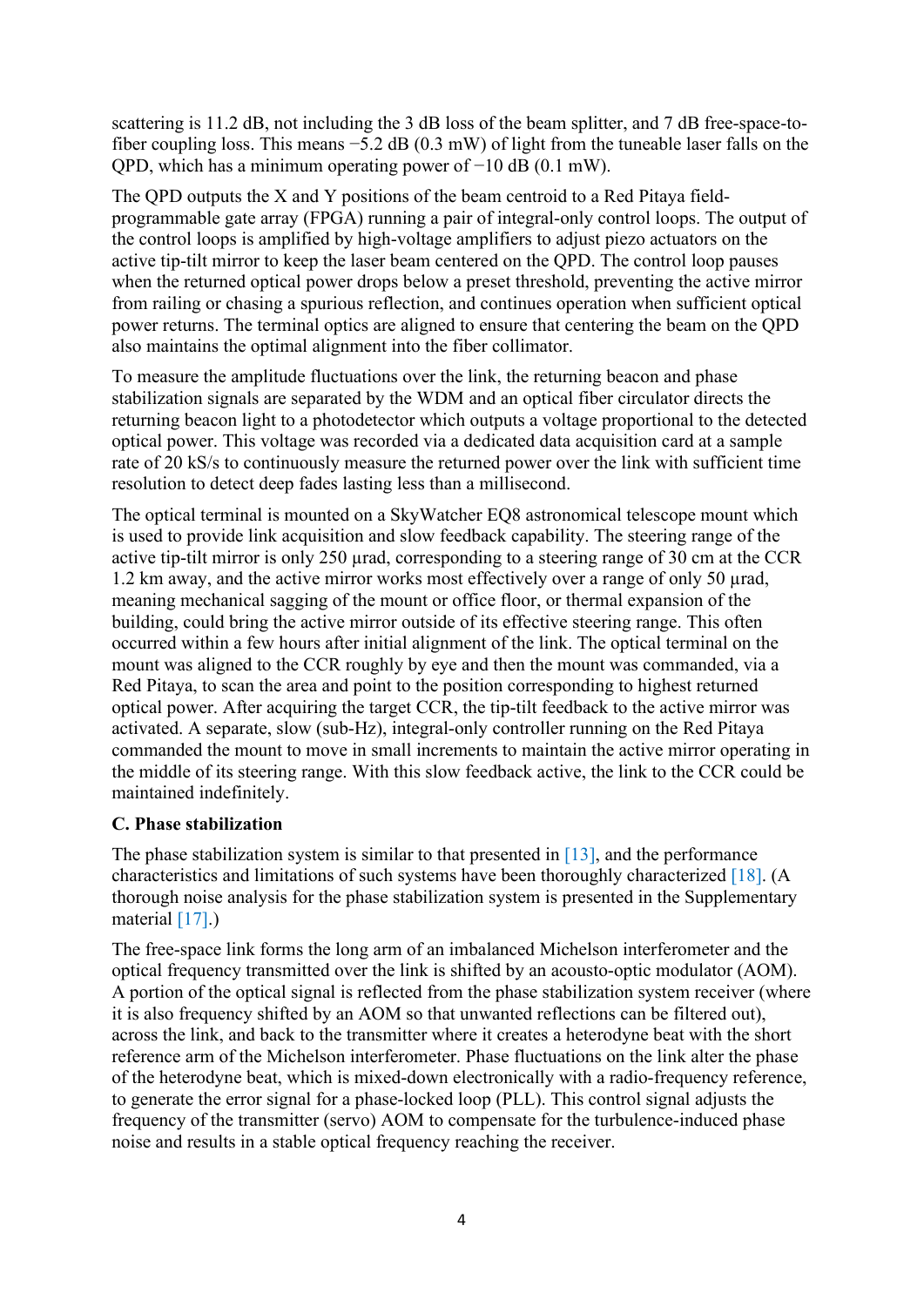scattering is 11.2 dB, not including the 3 dB loss of the beam splitter, and 7 dB free-space-to-fiber coupling loss. This means −5.2 dB (0.3 mW) of light from the tuneable laser falls on the QPD, which has a minimum operating power of −10 dB (0.1 mW).

The QPD outputs the X and Y positions of the beam centroid to a Red Pitaya field-programmable gate array (FPGA) running a pair of integral-only control loops. The output of the control loops is amplified by high-voltage amplifiers to adjust piezo actuators on the active tip-tilt mirror to keep the laser beam centered on the QPD. The control loop pauses when the returned optical power drops below a preset threshold, preventing the active mirror from railing or chasing a spurious reflection, and continues operation when sufficient optical power returns. The terminal optics are aligned to ensure that centering the beam on the QPD also maintains the optimal alignment into the fiber collimator.

To measure the amplitude fluctuations over the link, the returning beacon and phase stabilization signals are separated by the WDM and an optical fiber circulator directs the returning beacon light to a photodetector which outputs a voltage proportional to the detected optical power. This voltage was recorded via a dedicated data acquisition card at a sample rate of 20 kS/s to continuously measure the returned power over the link with sufficient time resolution to detect deep fades lasting less than a millisecond.

The optical terminal is mounted on a SkyWatcher EQ8 astronomical telescope mount which is used to provide link acquisition and slow feedback capability. The steering range of the active tip-tilt mirror is only 250 µrad, corresponding to a steering range of 30 cm at the CCR 1.2 km away, and the active mirror works most effectively over a range of only 50 µrad, meaning mechanical sagging of the mount or office floor, or thermal expansion of the building, could bring the active mirror outside of its effective steering range. This often occurred within a few hours after initial alignment of the link. The optical terminal on the mount was aligned to the CCR roughly by eye and then the mount was commanded, via a Red Pitaya, to scan the area and point to the position corresponding to highest returned optical power. After acquiring the target CCR, the tip-tilt feedback to the active mirror was activated. A separate, slow (sub-Hz), integral-only controller running on the Red Pitaya commanded the mount to move in small increments to maintain the active mirror operating in the middle of its steering range. With this slow feedback active, the link to the CCR could be maintained indefinitely.

### C. Phase stabilization

The phase stabilization system is similar to that presented in [13], and the performance characteristics and limitations of such systems have been thoroughly characterized [18]. (A thorough noise analysis for the phase stabilization system is presented in the Supplementary material [17].)

The free-space link forms the long arm of an imbalanced Michelson interferometer and the optical frequency transmitted over the link is shifted by an acousto-optic modulator (AOM). A portion of the optical signal is reflected from the phase stabilization system receiver (where it is also frequency shifted by an AOM so that unwanted reflections can be filtered out), across the link, and back to the transmitter where it creates a heterodyne beat with the short reference arm of the Michelson interferometer. Phase fluctuations on the link alter the phase of the heterodyne beat, which is mixed-down electronically with a radio-frequency reference, to generate the error signal for a phase-locked loop (PLL). This control signal adjusts the frequency of the transmitter (servo) AOM to compensate for the turbulence-induced phase noise and results in a stable optical frequency reaching the receiver.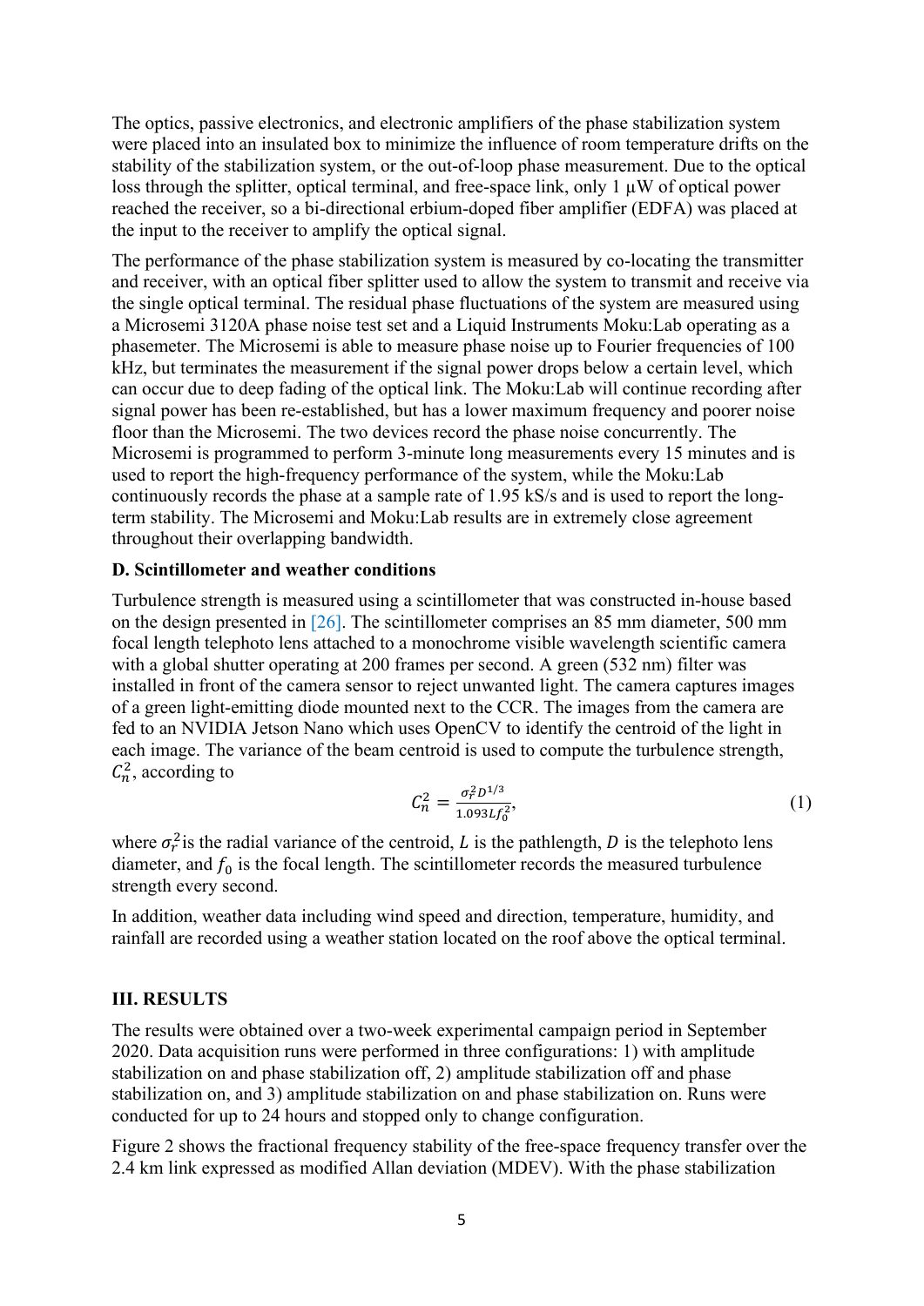The optics, passive electronics, and electronic amplifiers of the phase stabilization system were placed into an insulated box to minimize the influence of room temperature drifts on the stability of the stabilization system, or the out-of-loop phase measurement. Due to the optical loss through the splitter, optical terminal, and free-space link, only 1 μW of optical power reached the receiver, so a bi-directional erbium-doped fiber amplifier (EDFA) was placed at the input to the receiver to amplify the optical signal.

The performance of the phase stabilization system is measured by co-locating the transmitter and receiver, with an optical fiber splitter used to allow the system to transmit and receive via the single optical terminal. The residual phase fluctuations of the system are measured using a Microsemi 3120A phase noise test set and a Liquid Instruments Moku:Lab operating as a phasemeter. The Microsemi is able to measure phase noise up to Fourier frequencies of 100 kHz, but terminates the measurement if the signal power drops below a certain level, which can occur due to deep fading of the optical link. The Moku:Lab will continue recording after signal power has been re-established, but has a lower maximum frequency and poorer noise floor than the Microsemi. The two devices record the phase noise concurrently. The Microsemi is programmed to perform 3-minute long measurements every 15 minutes and is used to report the high-frequency performance of the system, while the Moku:Lab continuously records the phase at a sample rate of 1.95 kS/s and is used to report the long-term stability. The Microsemi and Moku:Lab results are in extremely close agreement throughout their overlapping bandwidth.

**D. Scintillometer and weather conditions**

Turbulence strength is measured using a scintillometer that was constructed in-house based on the design presented in [26]. The scintillometer comprises an 85 mm diameter, 500 mm focal length telephoto lens attached to a monochrome visible wavelength scientific camera with a global shutter operating at 200 frames per second. A green (532 nm) filter was installed in front of the camera sensor to reject unwanted light. The camera captures images of a green light-emitting diode mounted next to the CCR. The images from the camera are fed to an NVIDIA Jetson Nano which uses OpenCV to identify the centroid of the light in each image. The variance of the beam centroid is used to compute the turbulence strength, $C_n^2$, according to

$$C_n^2 = \frac{\sigma_r^2 D^{1/3}}{1.093 L f_0^2}, \tag{1}$$

where $\sigma_r^2$ is the radial variance of the centroid, $L$ is the pathlength, $D$ is the telephoto lens diameter, and $f_0$ is the focal length. The scintillometer records the measured turbulence strength every second.

In addition, weather data including wind speed and direction, temperature, humidity, and rainfall are recorded using a weather station located on the roof above the optical terminal.

## III. RESULTS

The results were obtained over a two-week experimental campaign period in September 2020. Data acquisition runs were performed in three configurations: 1) with amplitude stabilization on and phase stabilization off, 2) amplitude stabilization off and phase stabilization on, and 3) amplitude stabilization on and phase stabilization on. Runs were conducted for up to 24 hours and stopped only to change configuration.

Figure 2 shows the fractional frequency stability of the free-space frequency transfer over the 2.4 km link expressed as modified Allan deviation (MDEV). With the phase stabilization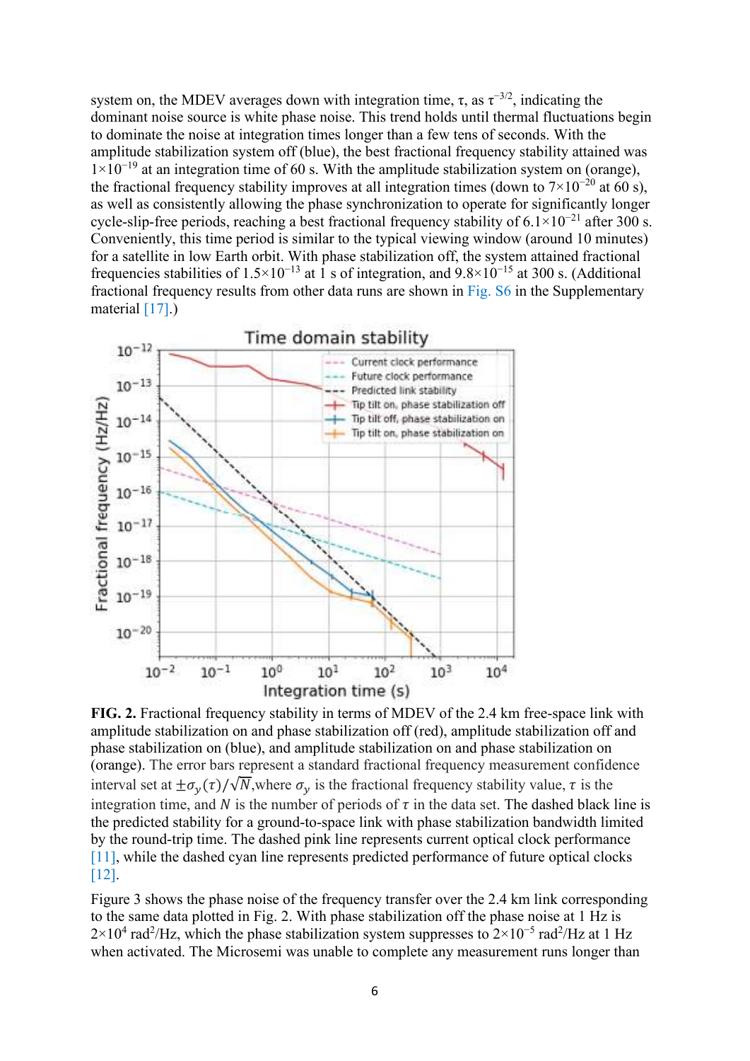system on, the MDEV averages down with integration time, τ, as $\tau^{-3/2}$, indicating the dominant noise source is white phase noise. This trend holds until thermal fluctuations begin to dominate the noise at integration times longer than a few tens of seconds. With the amplitude stabilization system off (blue), the best fractional frequency stability attained was $1\times10^{-19}$ at an integration time of 60 s. With the amplitude stabilization system on (orange), the fractional frequency stability improves at all integration times (down to $7\times10^{-20}$ at 60 s), as well as consistently allowing the phase synchronization to operate for significantly longer cycle-slip-free periods, reaching a best fractional frequency stability of $6.1\times10^{-21}$ after 300 s. Conveniently, this time period is similar to the typical viewing window (around 10 minutes) for a satellite in low Earth orbit. With phase stabilization off, the system attained fractional frequencies stabilities of $1.5\times10^{-13}$ at 1 s of integration, and $9.8\times10^{-15}$ at 300 s. (Additional fractional frequency results from other data runs are shown in Fig. S6 in the Supplementary material [17].)

**FIG. 2.** Fractional frequency stability in terms of MDEV of the 2.4 km free-space link with amplitude stabilization on and phase stabilization off (red), amplitude stabilization off and phase stabilization on (blue), and amplitude stabilization on and phase stabilization on (orange). The error bars represent a standard fractional frequency measurement confidence interval set at $\pm\sigma_y(\tau)/\sqrt{N}$, where $\sigma_y$ is the fractional frequency stability value, $\tau$ is the integration time, and $N$ is the number of periods of $\tau$ in the data set. The dashed black line is the predicted stability for a ground-to-space link with phase stabilization bandwidth limited by the round-trip time. The dashed pink line represents current optical clock performance [11], while the dashed cyan line represents predicted performance of future optical clocks [12].

Figure 3 shows the phase noise of the frequency transfer over the 2.4 km link corresponding to the same data plotted in Fig. 2. With phase stabilization off the phase noise at 1 Hz is $2\times10^{4}$ rad$^2$/Hz, which the phase stabilization system suppresses to $2\times10^{-5}$ rad$^2$/Hz at 1 Hz when activated. The Microsemi was unable to complete any measurement runs longer than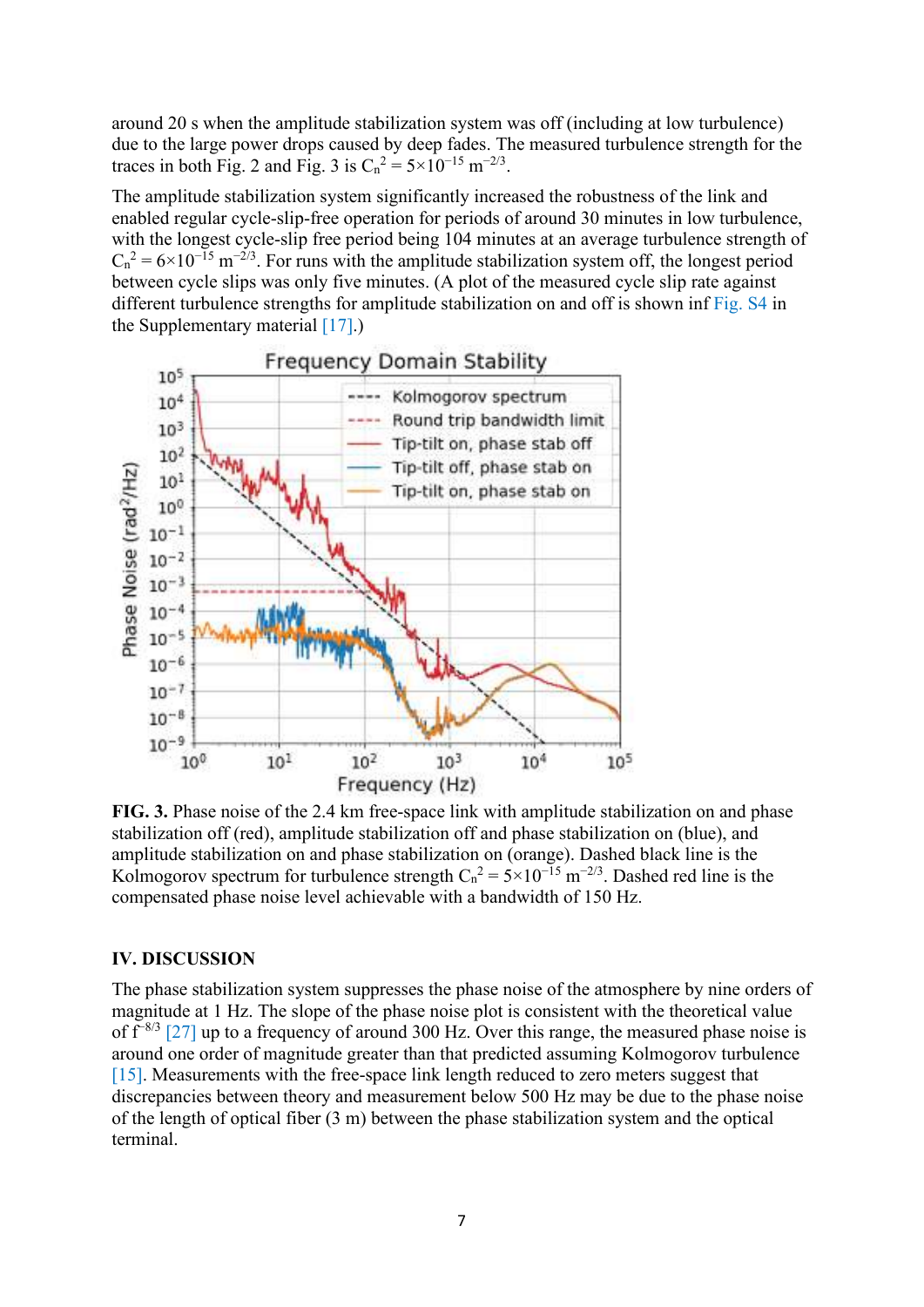around 20 s when the amplitude stabilization system was off (including at low turbulence) due to the large power drops caused by deep fades. The measured turbulence strength for the traces in both Fig. 2 and Fig. 3 is $C_n^2 = 5\times10^{-15}$ $m^{-2/3}$.

The amplitude stabilization system significantly increased the robustness of the link and enabled regular cycle-slip-free operation for periods of around 30 minutes in low turbulence, with the longest cycle-slip free period being 104 minutes at an average turbulence strength of $C_n^2 = 6\times10^{-15}$ $m^{-2/3}$. For runs with the amplitude stabilization system off, the longest period between cycle slips was only five minutes. (A plot of the measured cycle slip rate against different turbulence strengths for amplitude stabilization on and off is shown inf Fig. S4 in the Supplementary material [17].)

**FIG. 3.** Phase noise of the 2.4 km free-space link with amplitude stabilization on and phase stabilization off (red), amplitude stabilization off and phase stabilization on (blue), and amplitude stabilization on and phase stabilization on (orange). Dashed black line is the Kolmogorov spectrum for turbulence strength $C_n^2 = 5\times10^{-15}$ $m^{-2/3}$. Dashed red line is the compensated phase noise level achievable with a bandwidth of 150 Hz.

## IV. DISCUSSION

The phase stabilization system suppresses the phase noise of the atmosphere by nine orders of magnitude at 1 Hz. The slope of the phase noise plot is consistent with the theoretical value of $f^{-8/3}$ [27] up to a frequency of around 300 Hz. Over this range, the measured phase noise is around one order of magnitude greater than that predicted assuming Kolmogorov turbulence [15]. Measurements with the free-space link length reduced to zero meters suggest that discrepancies between theory and measurement below 500 Hz may be due to the phase noise of the length of optical fiber (3 m) between the phase stabilization system and the optical terminal.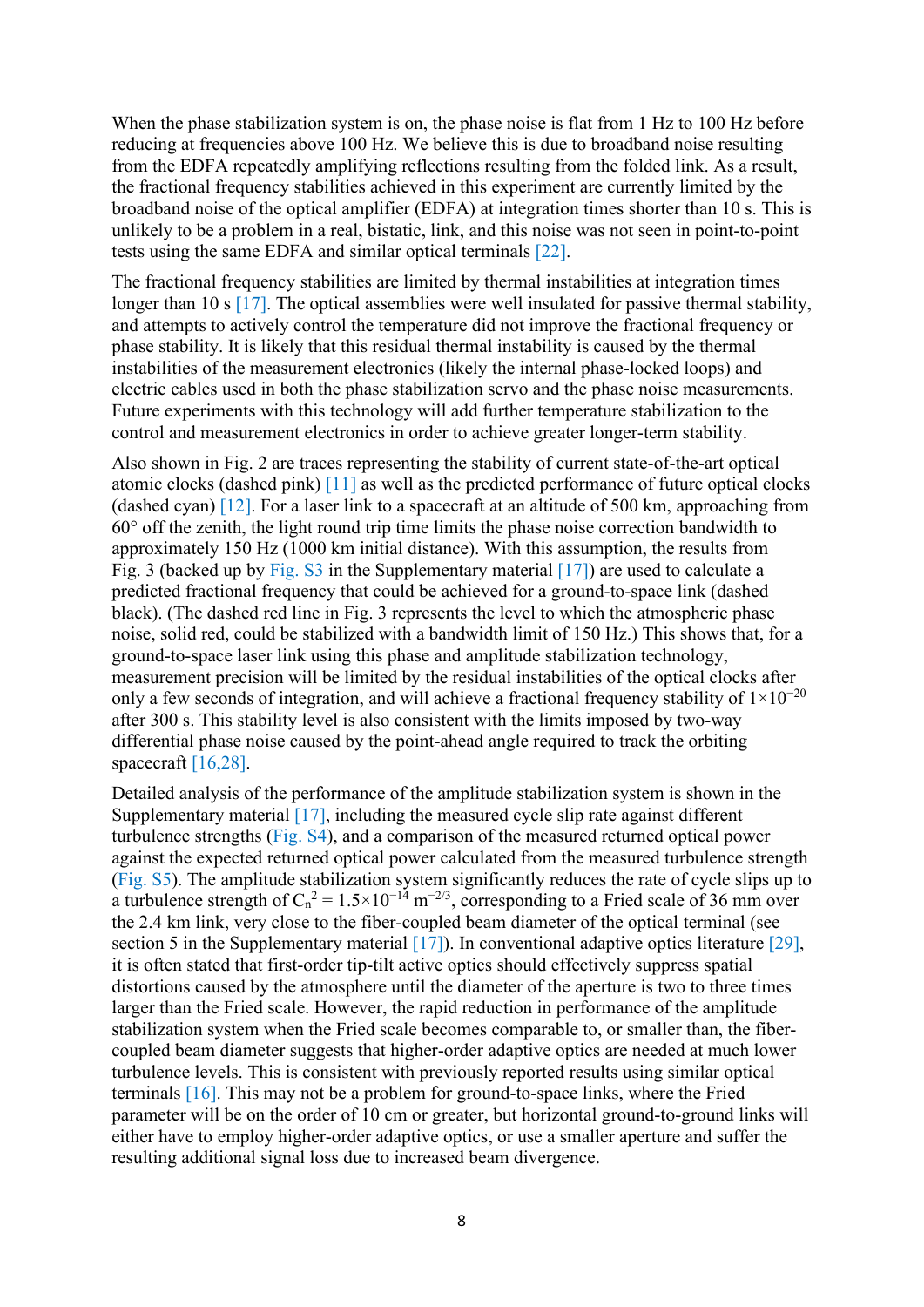When the phase stabilization system is on, the phase noise is flat from 1 Hz to 100 Hz before reducing at frequencies above 100 Hz. We believe this is due to broadband noise resulting from the EDFA repeatedly amplifying reflections resulting from the folded link. As a result, the fractional frequency stabilities achieved in this experiment are currently limited by the broadband noise of the optical amplifier (EDFA) at integration times shorter than 10 s. This is unlikely to be a problem in a real, bistatic, link, and this noise was not seen in point-to-point tests using the same EDFA and similar optical terminals [22].

The fractional frequency stabilities are limited by thermal instabilities at integration times longer than 10 s [17]. The optical assemblies were well insulated for passive thermal stability, and attempts to actively control the temperature did not improve the fractional frequency or phase stability. It is likely that this residual thermal instability is caused by the thermal instabilities of the measurement electronics (likely the internal phase-locked loops) and electric cables used in both the phase stabilization servo and the phase noise measurements. Future experiments with this technology will add further temperature stabilization to the control and measurement electronics in order to achieve greater longer-term stability.

Also shown in Fig. 2 are traces representing the stability of current state-of-the-art optical atomic clocks (dashed pink) [11] as well as the predicted performance of future optical clocks (dashed cyan) [12]. For a laser link to a spacecraft at an altitude of 500 km, approaching from 60° off the zenith, the light round trip time limits the phase noise correction bandwidth to approximately 150 Hz (1000 km initial distance). With this assumption, the results from Fig. 3 (backed up by Fig. S3 in the Supplementary material [17]) are used to calculate a predicted fractional frequency that could be achieved for a ground-to-space link (dashed black). (The dashed red line in Fig. 3 represents the level to which the atmospheric phase noise, solid red, could be stabilized with a bandwidth limit of 150 Hz.) This shows that, for a ground-to-space laser link using this phase and amplitude stabilization technology, measurement precision will be limited by the residual instabilities of the optical clocks after only a few seconds of integration, and will achieve a fractional frequency stability of $1\times10^{-20}$ after 300 s. This stability level is also consistent with the limits imposed by two-way differential phase noise caused by the point-ahead angle required to track the orbiting spacecraft [16,28].

Detailed analysis of the performance of the amplitude stabilization system is shown in the Supplementary material [17], including the measured cycle slip rate against different turbulence strengths (Fig. S4), and a comparison of the measured returned optical power against the expected returned optical power calculated from the measured turbulence strength (Fig. S5). The amplitude stabilization system significantly reduces the rate of cycle slips up to a turbulence strength of $C_n^2 = 1.5\times10^{-14}$ m$^{-2/3}$, corresponding to a Fried scale of 36 mm over the 2.4 km link, very close to the fiber-coupled beam diameter of the optical terminal (see section 5 in the Supplementary material [17]). In conventional adaptive optics literature [29], it is often stated that first-order tip-tilt active optics should effectively suppress spatial distortions caused by the atmosphere until the diameter of the aperture is two to three times larger than the Fried scale. However, the rapid reduction in performance of the amplitude stabilization system when the Fried scale becomes comparable to, or smaller than, the fiber-coupled beam diameter suggests that higher-order adaptive optics are needed at much lower turbulence levels. This is consistent with previously reported results using similar optical terminals [16]. This may not be a problem for ground-to-space links, where the Fried parameter will be on the order of 10 cm or greater, but horizontal ground-to-ground links will either have to employ higher-order adaptive optics, or use a smaller aperture and suffer the resulting additional signal loss due to increased beam divergence.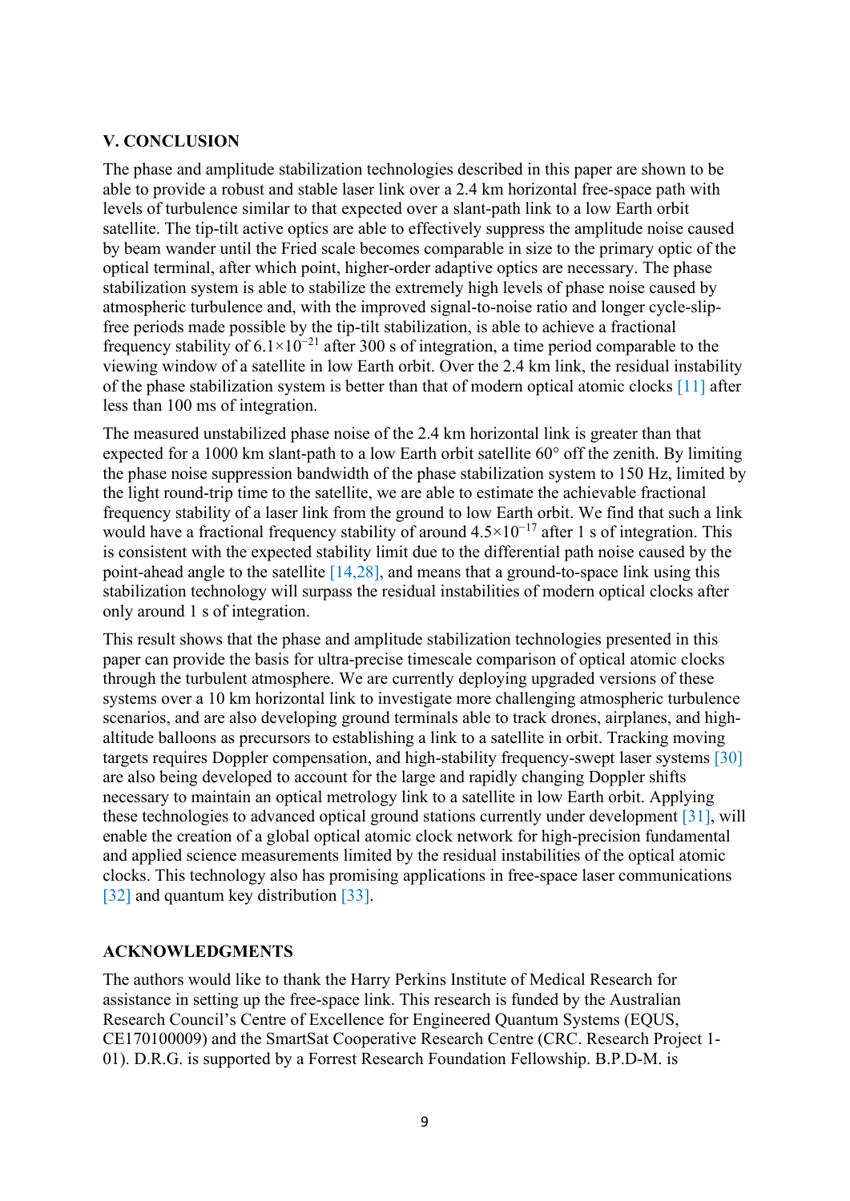## V. CONCLUSION

The phase and amplitude stabilization technologies described in this paper are shown to be able to provide a robust and stable laser link over a 2.4 km horizontal free-space path with levels of turbulence similar to that expected over a slant-path link to a low Earth orbit satellite. The tip-tilt active optics are able to effectively suppress the amplitude noise caused by beam wander until the Fried scale becomes comparable in size to the primary optic of the optical terminal, after which point, higher-order adaptive optics are necessary. The phase stabilization system is able to stabilize the extremely high levels of phase noise caused by atmospheric turbulence and, with the improved signal-to-noise ratio and longer cycle-slip-free periods made possible by the tip-tilt stabilization, is able to achieve a fractional frequency stability of $6.1\times10^{-21}$ after 300 s of integration, a time period comparable to the viewing window of a satellite in low Earth orbit. Over the 2.4 km link, the residual instability of the phase stabilization system is better than that of modern optical atomic clocks [11] after less than 100 ms of integration.

The measured unstabilized phase noise of the 2.4 km horizontal link is greater than that expected for a 1000 km slant-path to a low Earth orbit satellite 60° off the zenith. By limiting the phase noise suppression bandwidth of the phase stabilization system to 150 Hz, limited by the light round-trip time to the satellite, we are able to estimate the achievable fractional frequency stability of a laser link from the ground to low Earth orbit. We find that such a link would have a fractional frequency stability of around $4.5\times10^{-17}$ after 1 s of integration. This is consistent with the expected stability limit due to the differential path noise caused by the point-ahead angle to the satellite [14,28], and means that a ground-to-space link using this stabilization technology will surpass the residual instabilities of modern optical clocks after only around 1 s of integration.

This result shows that the phase and amplitude stabilization technologies presented in this paper can provide the basis for ultra-precise timescale comparison of optical atomic clocks through the turbulent atmosphere. We are currently deploying upgraded versions of these systems over a 10 km horizontal link to investigate more challenging atmospheric turbulence scenarios, and are also developing ground terminals able to track drones, airplanes, and high-altitude balloons as precursors to establishing a link to a satellite in orbit. Tracking moving targets requires Doppler compensation, and high-stability frequency-swept laser systems [30] are also being developed to account for the large and rapidly changing Doppler shifts necessary to maintain an optical metrology link to a satellite in low Earth orbit. Applying these technologies to advanced optical ground stations currently under development [31], will enable the creation of a global optical atomic clock network for high-precision fundamental and applied science measurements limited by the residual instabilities of the optical atomic clocks. This technology also has promising applications in free-space laser communications [32] and quantum key distribution [33].

## ACKNOWLEDGMENTS

The authors would like to thank the Harry Perkins Institute of Medical Research for assistance in setting up the free-space link. This research is funded by the Australian Research Council's Centre of Excellence for Engineered Quantum Systems (EQUS, CE170100009) and the SmartSat Cooperative Research Centre (CRC. Research Project 1-01). D.R.G. is supported by a Forrest Research Foundation Fellowship. B.P.D-M. is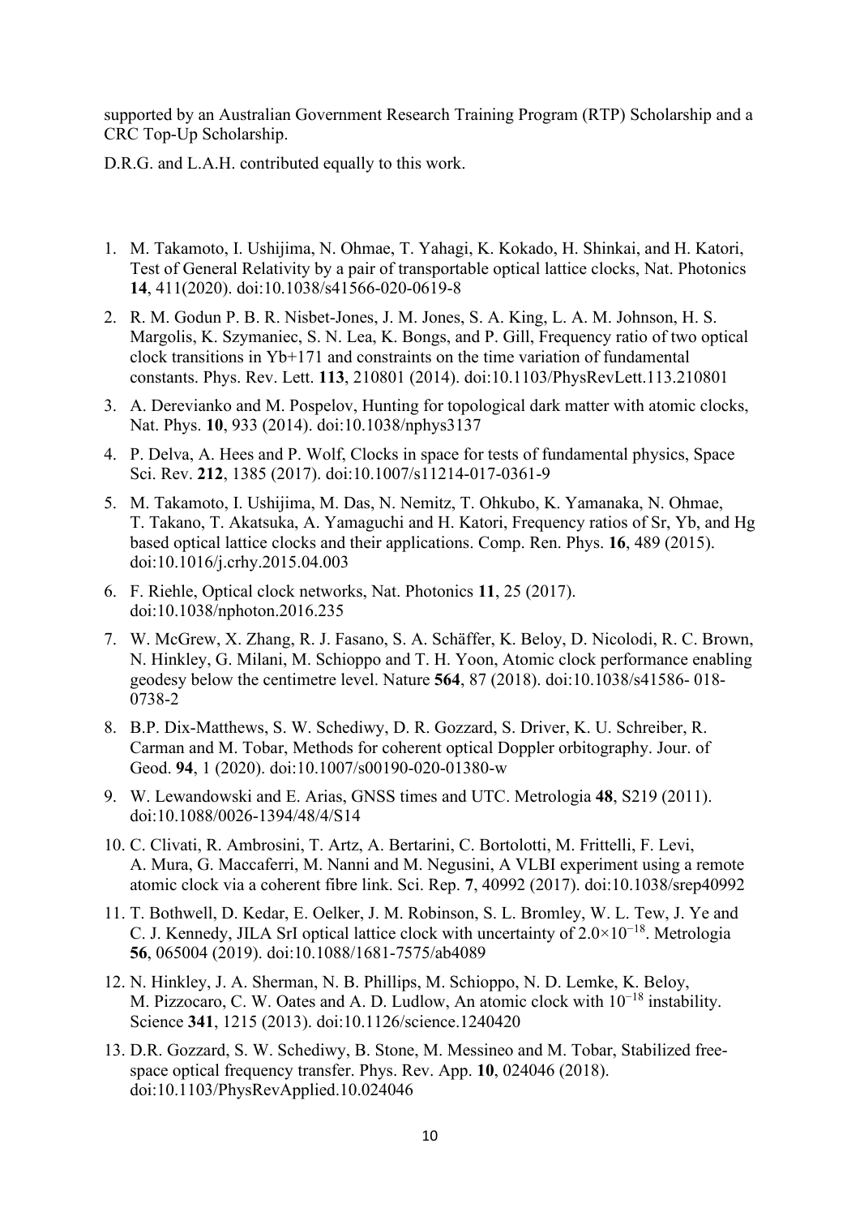supported by an Australian Government Research Training Program (RTP) Scholarship and a CRC Top-Up Scholarship.

D.R.G. and L.A.H. contributed equally to this work.

1. M. Takamoto, I. Ushijima, N. Ohmae, T. Yahagi, K. Kokado, H. Shinkai, and H. Katori, Test of General Relativity by a pair of transportable optical lattice clocks, Nat. Photonics **14**, 411(2020). doi:10.1038/s41566-020-0619-8
2. R. M. Godun P. B. R. Nisbet-Jones, J. M. Jones, S. A. King, L. A. M. Johnson, H. S. Margolis, K. Szymaniec, S. N. Lea, K. Bongs, and P. Gill, Frequency ratio of two optical clock transitions in Yb+171 and constraints on the time variation of fundamental constants. Phys. Rev. Lett. **113**, 210801 (2014). doi:10.1103/PhysRevLett.113.210801
3. A. Derevianko and M. Pospelov, Hunting for topological dark matter with atomic clocks, Nat. Phys. **10**, 933 (2014). doi:10.1038/nphys3137
4. P. Delva, A. Hees and P. Wolf, Clocks in space for tests of fundamental physics, Space Sci. Rev. **212**, 1385 (2017). doi:10.1007/s11214-017-0361-9
5. M. Takamoto, I. Ushijima, M. Das, N. Nemitz, T. Ohkubo, K. Yamanaka, N. Ohmae, T. Takano, T. Akatsuka, A. Yamaguchi and H. Katori, Frequency ratios of Sr, Yb, and Hg based optical lattice clocks and their applications. Comp. Ren. Phys. **16**, 489 (2015). doi:10.1016/j.crhy.2015.04.003
6. F. Riehle, Optical clock networks, Nat. Photonics **11**, 25 (2017). doi:10.1038/nphoton.2016.235
7. W. McGrew, X. Zhang, R. J. Fasano, S. A. Schäffer, K. Beloy, D. Nicolodi, R. C. Brown, N. Hinkley, G. Milani, M. Schioppo and T. H. Yoon, Atomic clock performance enabling geodesy below the centimetre level. Nature **564**, 87 (2018). doi:10.1038/s41586- 018-0738-2
8. B.P. Dix-Matthews, S. W. Schediwy, D. R. Gozzard, S. Driver, K. U. Schreiber, R. Carman and M. Tobar, Methods for coherent optical Doppler orbitography. Jour. of Geod. **94**, 1 (2020). doi:10.1007/s00190-020-01380-w
9. W. Lewandowski and E. Arias, GNSS times and UTC. Metrologia **48**, S219 (2011). doi:10.1088/0026-1394/48/4/S14
10. C. Clivati, R. Ambrosini, T. Artz, A. Bertarini, C. Bortolotti, M. Frittelli, F. Levi, A. Mura, G. Maccaferri, M. Nanni and M. Negusini, A VLBI experiment using a remote atomic clock via a coherent fibre link. Sci. Rep. **7**, 40992 (2017). doi:10.1038/srep40992
11. T. Bothwell, D. Kedar, E. Oelker, J. M. Robinson, S. L. Bromley, W. L. Tew, J. Ye and C. J. Kennedy, JILA SrI optical lattice clock with uncertainty of $2.0\times10^{-18}$. Metrologia **56**, 065004 (2019). doi:10.1088/1681-7575/ab4089
12. N. Hinkley, J. A. Sherman, N. B. Phillips, M. Schioppo, N. D. Lemke, K. Beloy, M. Pizzocaro, C. W. Oates and A. D. Ludlow, An atomic clock with $10^{-18}$ instability. Science **341**, 1215 (2013). doi:10.1126/science.1240420
13. D.R. Gozzard, S. W. Schediwy, B. Stone, M. Messineo and M. Tobar, Stabilized free-space optical frequency transfer. Phys. Rev. App. **10**, 024046 (2018). doi:10.1103/PhysRevApplied.10.024046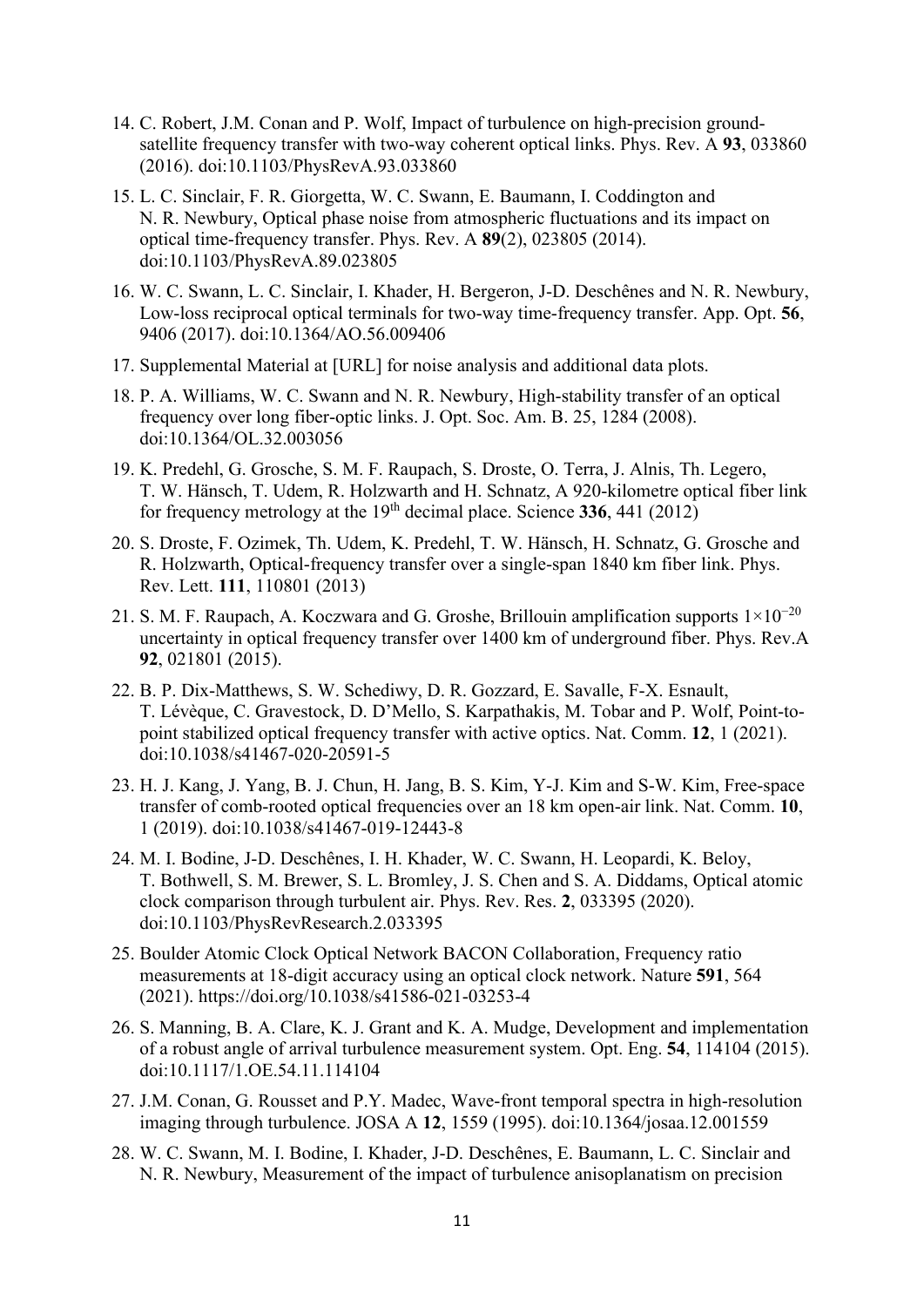14. C. Robert, J.M. Conan and P. Wolf, Impact of turbulence on high-precision ground-satellite frequency transfer with two-way coherent optical links. Phys. Rev. A **93**, 033860 (2016). doi:10.1103/PhysRevA.93.033860

15. L. C. Sinclair, F. R. Giorgetta, W. C. Swann, E. Baumann, I. Coddington and N. R. Newbury, Optical phase noise from atmospheric fluctuations and its impact on optical time-frequency transfer. Phys. Rev. A **89**(2), 023805 (2014). doi:10.1103/PhysRevA.89.023805

16. W. C. Swann, L. C. Sinclair, I. Khader, H. Bergeron, J-D. Deschênes and N. R. Newbury, Low-loss reciprocal optical terminals for two-way time-frequency transfer. App. Opt. **56**, 9406 (2017). doi:10.1364/AO.56.009406

17. Supplemental Material at [URL] for noise analysis and additional data plots.

18. P. A. Williams, W. C. Swann and N. R. Newbury, High-stability transfer of an optical frequency over long fiber-optic links. J. Opt. Soc. Am. B. 25, 1284 (2008). doi:10.1364/OL.32.003056

19. K. Predehl, G. Grosche, S. M. F. Raupach, S. Droste, O. Terra, J. Alnis, Th. Legero, T. W. Hänsch, T. Udem, R. Holzwarth and H. Schnatz, A 920-kilometre optical fiber link for frequency metrology at the 19th decimal place. Science **336**, 441 (2012)

20. S. Droste, F. Ozimek, Th. Udem, K. Predehl, T. W. Hänsch, H. Schnatz, G. Grosche and R. Holzwarth, Optical-frequency transfer over a single-span 1840 km fiber link. Phys. Rev. Lett. **111**, 110801 (2013)

21. S. M. F. Raupach, A. Koczwara and G. Groshe, Brillouin amplification supports $1\times10^{-20}$ uncertainty in optical frequency transfer over 1400 km of underground fiber. Phys. Rev.A **92**, 021801 (2015).

22. B. P. Dix-Matthews, S. W. Schediwy, D. R. Gozzard, E. Savalle, F-X. Esnault, T. Lévèque, C. Gravestock, D. D'Mello, S. Karpathakis, M. Tobar and P. Wolf, Point-to-point stabilized optical frequency transfer with active optics. Nat. Comm. **12**, 1 (2021). doi:10.1038/s41467-020-20591-5

23. H. J. Kang, J. Yang, B. J. Chun, H. Jang, B. S. Kim, Y-J. Kim and S-W. Kim, Free-space transfer of comb-rooted optical frequencies over an 18 km open-air link. Nat. Comm. **10**, 1 (2019). doi:10.1038/s41467-019-12443-8

24. M. I. Bodine, J-D. Deschênes, I. H. Khader, W. C. Swann, H. Leopardi, K. Beloy, T. Bothwell, S. M. Brewer, S. L. Bromley, J. S. Chen and S. A. Diddams, Optical atomic clock comparison through turbulent air. Phys. Rev. Res. **2**, 033395 (2020). doi:10.1103/PhysRevResearch.2.033395

25. Boulder Atomic Clock Optical Network BACON Collaboration, Frequency ratio measurements at 18-digit accuracy using an optical clock network. Nature **591**, 564 (2021). https://doi.org/10.1038/s41586-021-03253-4

26. S. Manning, B. A. Clare, K. J. Grant and K. A. Mudge, Development and implementation of a robust angle of arrival turbulence measurement system. Opt. Eng. **54**, 114104 (2015). doi:10.1117/1.OE.54.11.114104

27. J.M. Conan, G. Rousset and P.Y. Madec, Wave-front temporal spectra in high-resolution imaging through turbulence. JOSA A **12**, 1559 (1995). doi:10.1364/josaa.12.001559

28. W. C. Swann, M. I. Bodine, I. Khader, J-D. Deschênes, E. Baumann, L. C. Sinclair and N. R. Newbury, Measurement of the impact of turbulence anisoplanatism on precision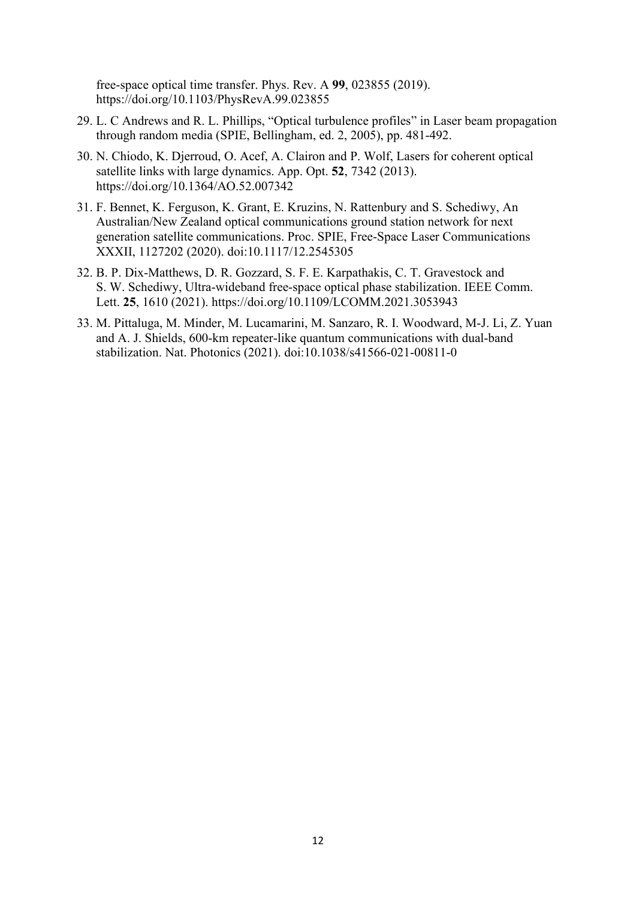free-space optical time transfer. Phys. Rev. A **99**, 023855 (2019). https://doi.org/10.1103/PhysRevA.99.023855

29. L. C Andrews and R. L. Phillips, "Optical turbulence profiles" in Laser beam propagation through random media (SPIE, Bellingham, ed. 2, 2005), pp. 481-492.
30. N. Chiodo, K. Djerroud, O. Acef, A. Clairon and P. Wolf, Lasers for coherent optical satellite links with large dynamics. App. Opt. **52**, 7342 (2013). https://doi.org/10.1364/AO.52.007342
31. F. Bennet, K. Ferguson, K. Grant, E. Kruzins, N. Rattenbury and S. Schediwy, An Australian/New Zealand optical communications ground station network for next generation satellite communications. Proc. SPIE, Free-Space Laser Communications XXXII, 1127202 (2020). doi:10.1117/12.2545305
32. B. P. Dix-Matthews, D. R. Gozzard, S. F. E. Karpathakis, C. T. Gravestock and S. W. Schediwy, Ultra-wideband free-space optical phase stabilization. IEEE Comm. Lett. **25**, 1610 (2021). https://doi.org/10.1109/LCOMM.2021.3053943
33. M. Pittaluga, M. Minder, M. Lucamarini, M. Sanzaro, R. I. Woodward, M-J. Li, Z. Yuan and A. J. Shields, 600-km repeater-like quantum communications with dual-band stabilization. Nat. Photonics (2021). doi:10.1038/s41566-021-00811-0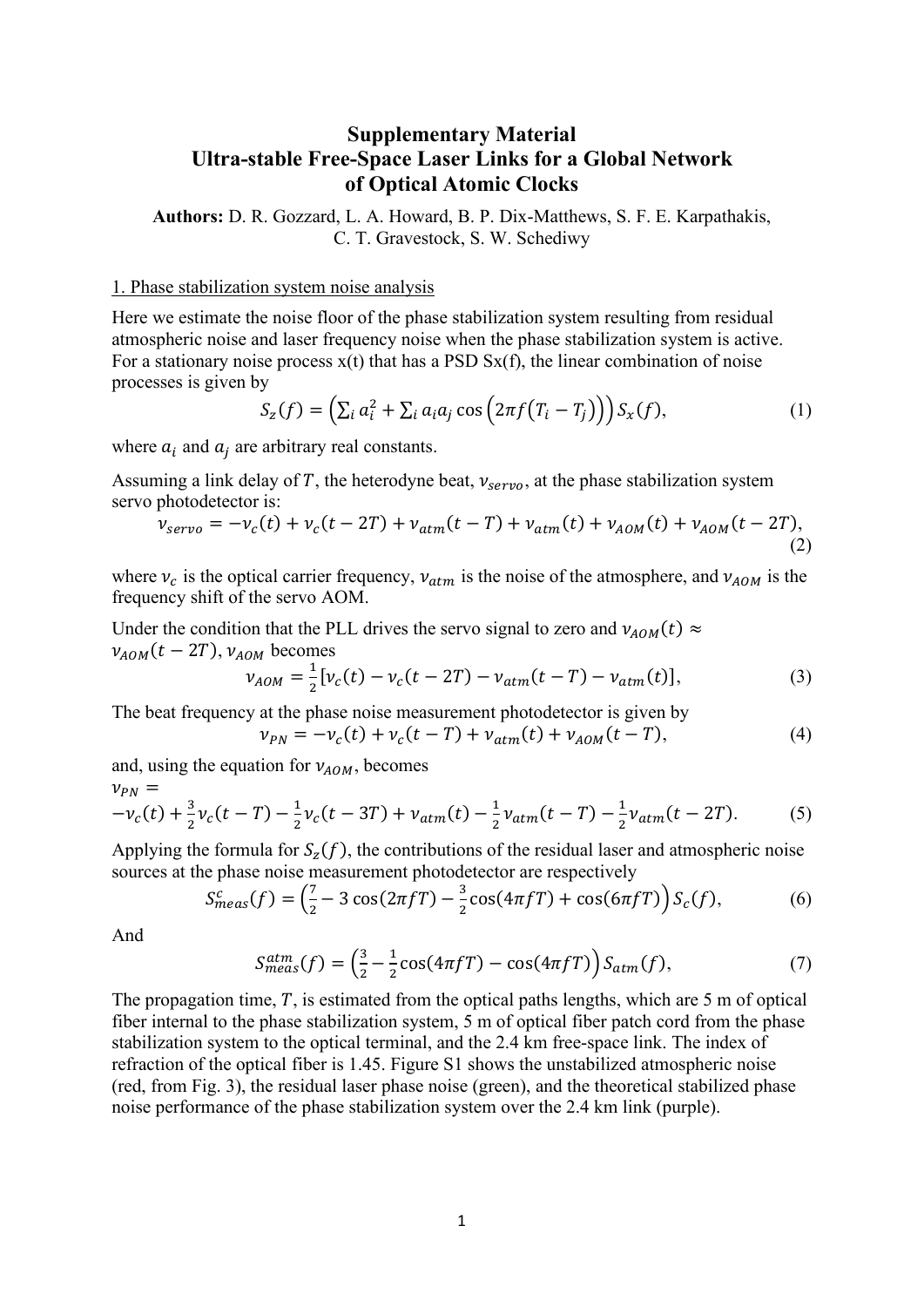# Supplementary Material
# Ultra-stable Free-Space Laser Links for a Global Network of Optical Atomic Clocks

**Authors:** D. R. Gozzard, L. A. Howard, B. P. Dix-Matthews, S. F. E. Karpathakis, C. T. Gravestock, S. W. Schediwy

## 1. Phase stabilization system noise analysis

Here we estimate the noise floor of the phase stabilization system resulting from residual atmospheric noise and laser frequency noise when the phase stabilization system is active. For a stationary noise process x(t) that has a PSD Sx(f), the linear combination of noise processes is given by

$$S_z(f) = \left(\sum_i a_i^2 + \sum_i a_i a_j \cos\left(2\pi f\left(T_i - T_j\right)\right)\right) S_x(f), \tag{1}$$

where $a_i$ and $a_j$ are arbitrary real constants.

Assuming a link delay of $T$, the heterodyne beat, $\nu_{servo}$, at the phase stabilization system servo photodetector is:

$$\nu_{servo} = -\nu_c(t) + \nu_c(t-2T) + \nu_{atm}(t-T) + \nu_{atm}(t) + \nu_{AOM}(t) + \nu_{AOM}(t-2T), \tag{2}$$

where $\nu_c$ is the optical carrier frequency, $\nu_{atm}$ is the noise of the atmosphere, and $\nu_{AOM}$ is the frequency shift of the servo AOM.

Under the condition that the PLL drives the servo signal to zero and $\nu_{AOM}(t) \approx \nu_{AOM}(t-2T)$, $\nu_{AOM}$ becomes

$$\nu_{AOM} = \frac{1}{2}\left[\nu_c(t) - \nu_c(t-2T) - \nu_{atm}(t-T) - \nu_{atm}(t)\right], \tag{3}$$

The beat frequency at the phase noise measurement photodetector is given by

$$\nu_{PN} = -\nu_c(t) + \nu_c(t-T) + \nu_{atm}(t) + \nu_{AOM}(t-T), \tag{4}$$

and, using the equation for $\nu_{AOM}$, becomes

$$\nu_{PN} = -\nu_c(t) + \frac{3}{2}\nu_c(t-T) - \frac{1}{2}\nu_c(t-3T) + \nu_{atm}(t) - \frac{1}{2}\nu_{atm}(t-T) - \frac{1}{2}\nu_{atm}(t-2T). \tag{5}$$

Applying the formula for $S_z(f)$, the contributions of the residual laser and atmospheric noise sources at the phase noise measurement photodetector are respectively

$$S_{meas}^{c}(f) = \left(\frac{7}{2} - 3\cos(2\pi fT) - \frac{3}{2}\cos(4\pi fT) + \cos(6\pi fT)\right) S_c(f), \tag{6}$$

And

$$S_{meas}^{atm}(f) = \left(\frac{3}{2} - \frac{1}{2}\cos(4\pi fT) - \cos(4\pi fT)\right) S_{atm}(f), \tag{7}$$

The propagation time, $T$, is estimated from the optical paths lengths, which are 5 m of optical fiber internal to the phase stabilization system, 5 m of optical fiber patch cord from the phase stabilization system to the optical terminal, and the 2.4 km free-space link. The index of refraction of the optical fiber is 1.45. Figure S1 shows the unstabilized atmospheric noise (red, from Fig. 3), the residual laser phase noise (green), and the theoretical stabilized phase noise performance of the phase stabilization system over the 2.4 km link (purple).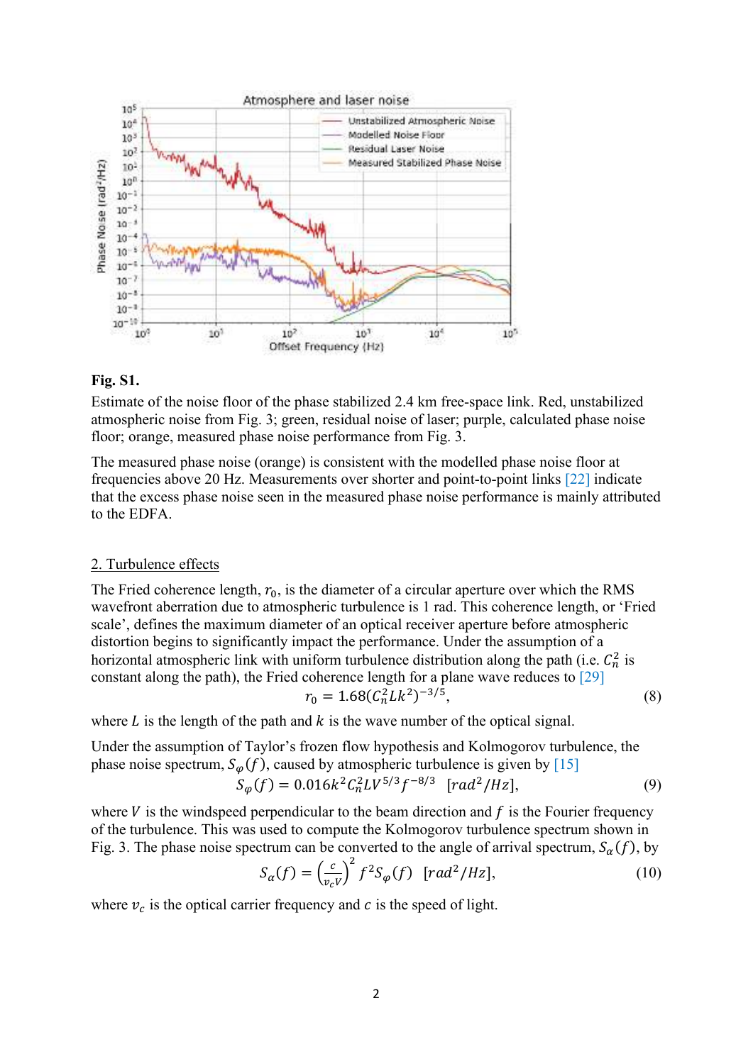**Fig. S1.**

Estimate of the noise floor of the phase stabilized 2.4 km free-space link. Red, unstabilized atmospheric noise from Fig. 3; green, residual noise of laser; purple, calculated phase noise floor; orange, measured phase noise performance from Fig. 3.

The measured phase noise (orange) is consistent with the modelled phase noise floor at frequencies above 20 Hz. Measurements over shorter and point-to-point links [22] indicate that the excess phase noise seen in the measured phase noise performance is mainly attributed to the EDFA.

## 2. Turbulence effects

The Fried coherence length, $r_0$, is the diameter of a circular aperture over which the RMS wavefront aberration due to atmospheric turbulence is 1 rad. This coherence length, or 'Fried scale', defines the maximum diameter of an optical receiver aperture before atmospheric distortion begins to significantly impact the performance. Under the assumption of a horizontal atmospheric link with uniform turbulence distribution along the path (i.e. $C_n^2$ is constant along the path), the Fried coherence length for a plane wave reduces to [29]

$$r_0 = 1.68(C_n^2 L k^2)^{-3/5}, \tag{8}$$

where $L$ is the length of the path and $k$ is the wave number of the optical signal.

Under the assumption of Taylor's frozen flow hypothesis and Kolmogorov turbulence, the phase noise spectrum, $S_\varphi(f)$, caused by atmospheric turbulence is given by [15]

$$S_\varphi(f) = 0.016 k^2 C_n^2 L V^{5/3} f^{-8/3} \quad [rad^2/Hz], \tag{9}$$

where $V$ is the windspeed perpendicular to the beam direction and $f$ is the Fourier frequency of the turbulence. This was used to compute the Kolmogorov turbulence spectrum shown in Fig. 3. The phase noise spectrum can be converted to the angle of arrival spectrum, $S_\alpha(f)$, by

$$S_\alpha(f) = \left(\frac{c}{v_c V}\right)^2 f^2 S_\varphi(f) \quad [rad^2/Hz], \tag{10}$$

where $v_c$ is the optical carrier frequency and $c$ is the speed of light.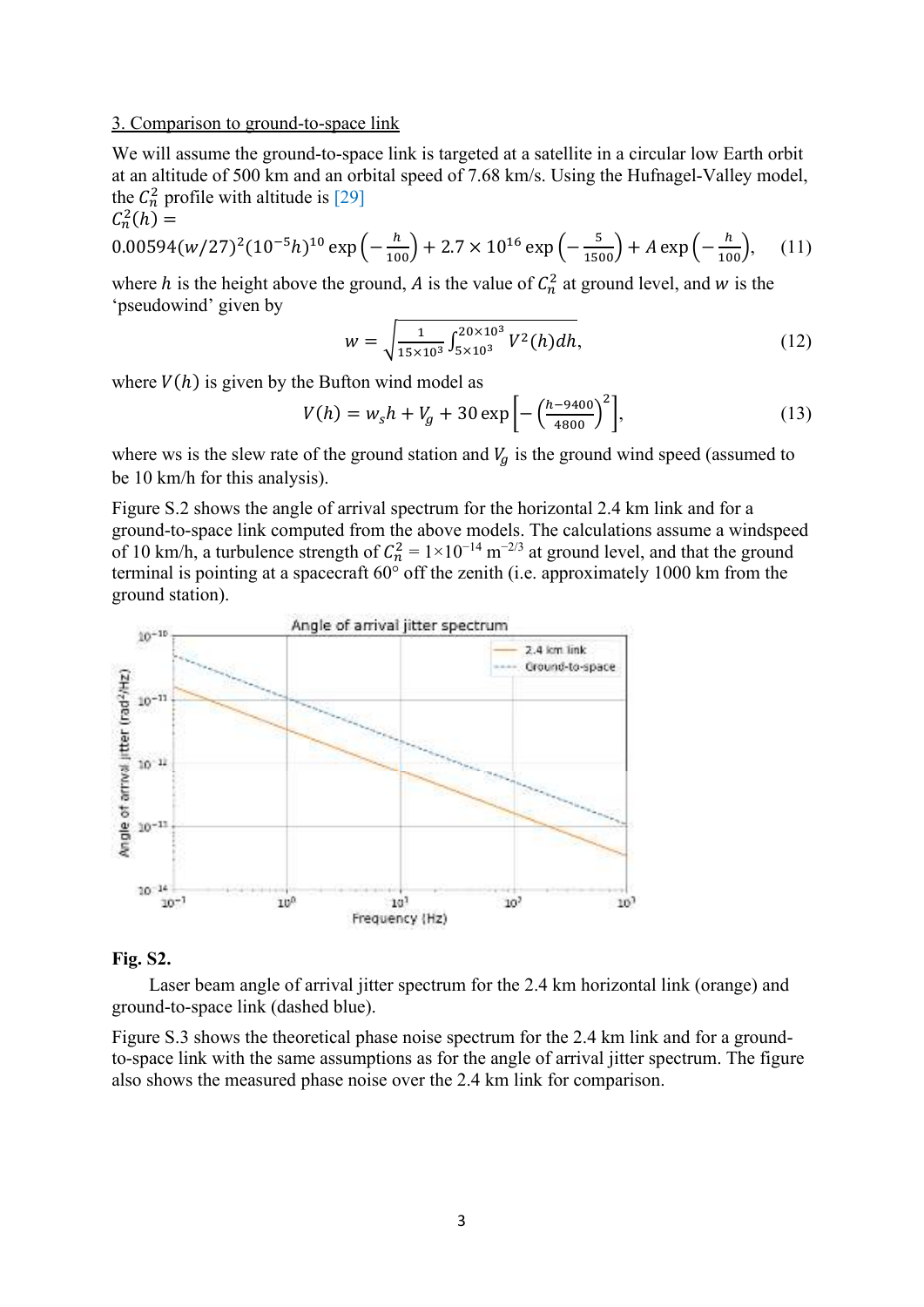3. Comparison to ground-to-space link

We will assume the ground-to-space link is targeted at a satellite in a circular low Earth orbit at an altitude of 500 km and an orbital speed of 7.68 km/s. Using the Hufnagel-Valley model, the $C_n^2$ profile with altitude is [29]

$$C_n^2(h) = 0.00594(w/27)^2(10^{-5}h)^{10}\exp\left(-\frac{h}{100}\right) + 2.7\times10^{16}\exp\left(-\frac{5}{1500}\right) + A\exp\left(-\frac{h}{100}\right), \quad (11)$$

where $h$ is the height above the ground, $A$ is the value of $C_n^2$ at ground level, and $w$ is the 'pseudowind' given by

$$w = \sqrt{\frac{1}{15\times10^3}\int_{5\times10^3}^{20\times10^3} V^2(h)dh}, \quad (12)$$

where $V(h)$ is given by the Bufton wind model as

$$V(h) = w_s h + V_g + 30\exp\left[-\left(\frac{h-9400}{4800}\right)^2\right], \quad (13)$$

where ws is the slew rate of the ground station and $V_g$ is the ground wind speed (assumed to be 10 km/h for this analysis).

Figure S.2 shows the angle of arrival spectrum for the horizontal 2.4 km link and for a ground-to-space link computed from the above models. The calculations assume a windspeed of 10 km/h, a turbulence strength of $C_n^2$ = $1\times10^{-14}$ m$^{-2/3}$ at ground level, and that the ground terminal is pointing at a spacecraft 60° off the zenith (i.e. approximately 1000 km from the ground station).

**Fig. S2.**

Laser beam angle of arrival jitter spectrum for the 2.4 km horizontal link (orange) and ground-to-space link (dashed blue).

Figure S.3 shows the theoretical phase noise spectrum for the 2.4 km link and for a ground-to-space link with the same assumptions as for the angle of arrival jitter spectrum. The figure also shows the measured phase noise over the 2.4 km link for comparison.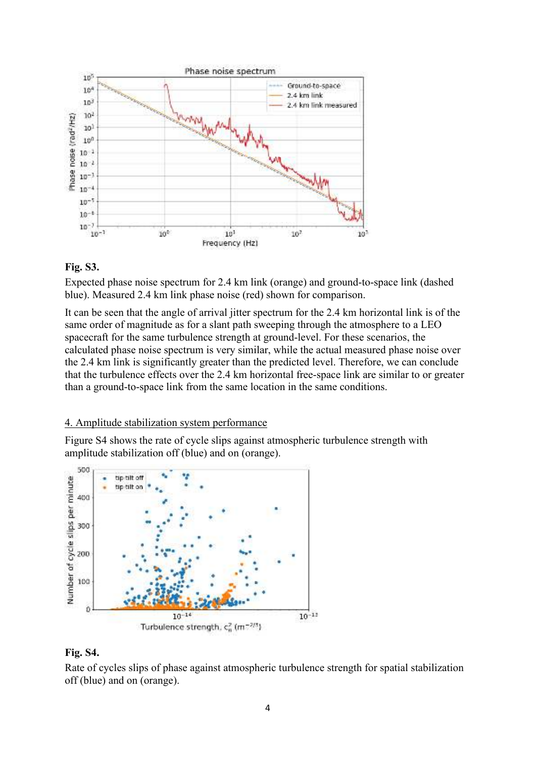**Fig. S3.**

Expected phase noise spectrum for 2.4 km link (orange) and ground-to-space link (dashed blue). Measured 2.4 km link phase noise (red) shown for comparison.

It can be seen that the angle of arrival jitter spectrum for the 2.4 km horizontal link is of the same order of magnitude as for a slant path sweeping through the atmosphere to a LEO spacecraft for the same turbulence strength at ground-level. For these scenarios, the calculated phase noise spectrum is very similar, while the actual measured phase noise over the 2.4 km link is significantly greater than the predicted level. Therefore, we can conclude that the turbulence effects over the 2.4 km horizontal free-space link are similar to or greater than a ground-to-space link from the same location in the same conditions.

## 4. Amplitude stabilization system performance

Figure S4 shows the rate of cycle slips against atmospheric turbulence strength with amplitude stabilization off (blue) and on (orange).

**Fig. S4.**

Rate of cycles slips of phase against atmospheric turbulence strength for spatial stabilization off (blue) and on (orange).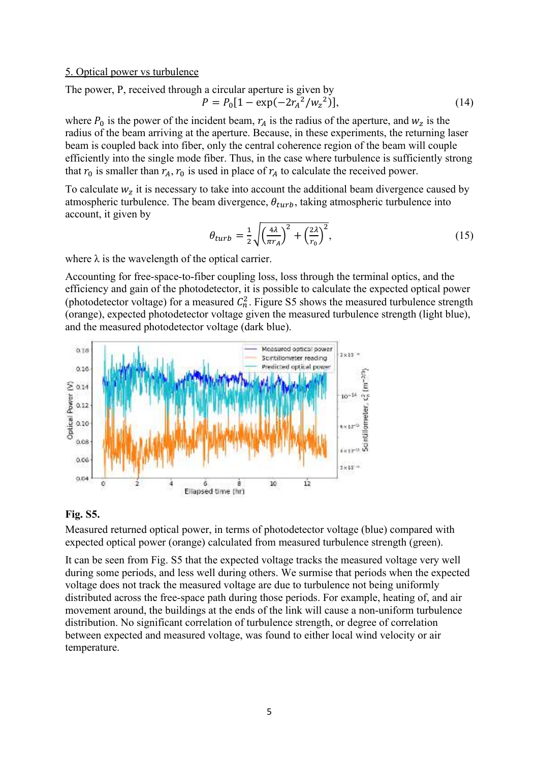5. Optical power vs turbulence

The power, P, received through a circular aperture is given by

$$P = P_0[1 - \exp(-2{r_A}^2/{w_z}^2)], \tag{14}$$

where $P_0$ is the power of the incident beam, $r_A$ is the radius of the aperture, and $w_z$ is the radius of the beam arriving at the aperture. Because, in these experiments, the returning laser beam is coupled back into fiber, only the central coherence region of the beam will couple efficiently into the single mode fiber. Thus, in the case where turbulence is sufficiently strong that $r_0$ is smaller than $r_A$, $r_0$ is used in place of $r_A$ to calculate the received power.

To calculate $w_z$ it is necessary to take into account the additional beam divergence caused by atmospheric turbulence. The beam divergence, $\theta_{turb}$, taking atmospheric turbulence into account, it given by

$$\theta_{turb} = \frac{1}{2}\sqrt{\left(\frac{4\lambda}{\pi r_A}\right)^2 + \left(\frac{2\lambda}{r_0}\right)^2}, \tag{15}$$

where λ is the wavelength of the optical carrier.

Accounting for free-space-to-fiber coupling loss, loss through the terminal optics, and the efficiency and gain of the photodetector, it is possible to calculate the expected optical power (photodetector voltage) for a measured $C_n^2$. Figure S5 shows the measured turbulence strength (orange), expected photodetector voltage given the measured turbulence strength (light blue), and the measured photodetector voltage (dark blue).

**Fig. S5.**

Measured returned optical power, in terms of photodetector voltage (blue) compared with expected optical power (orange) calculated from measured turbulence strength (green).

It can be seen from Fig. S5 that the expected voltage tracks the measured voltage very well during some periods, and less well during others. We surmise that periods when the expected voltage does not track the measured voltage are due to turbulence not being uniformly distributed across the free-space path during those periods. For example, heating of, and air movement around, the buildings at the ends of the link will cause a non-uniform turbulence distribution. No significant correlation of turbulence strength, or degree of correlation between expected and measured voltage, was found to either local wind velocity or air temperature.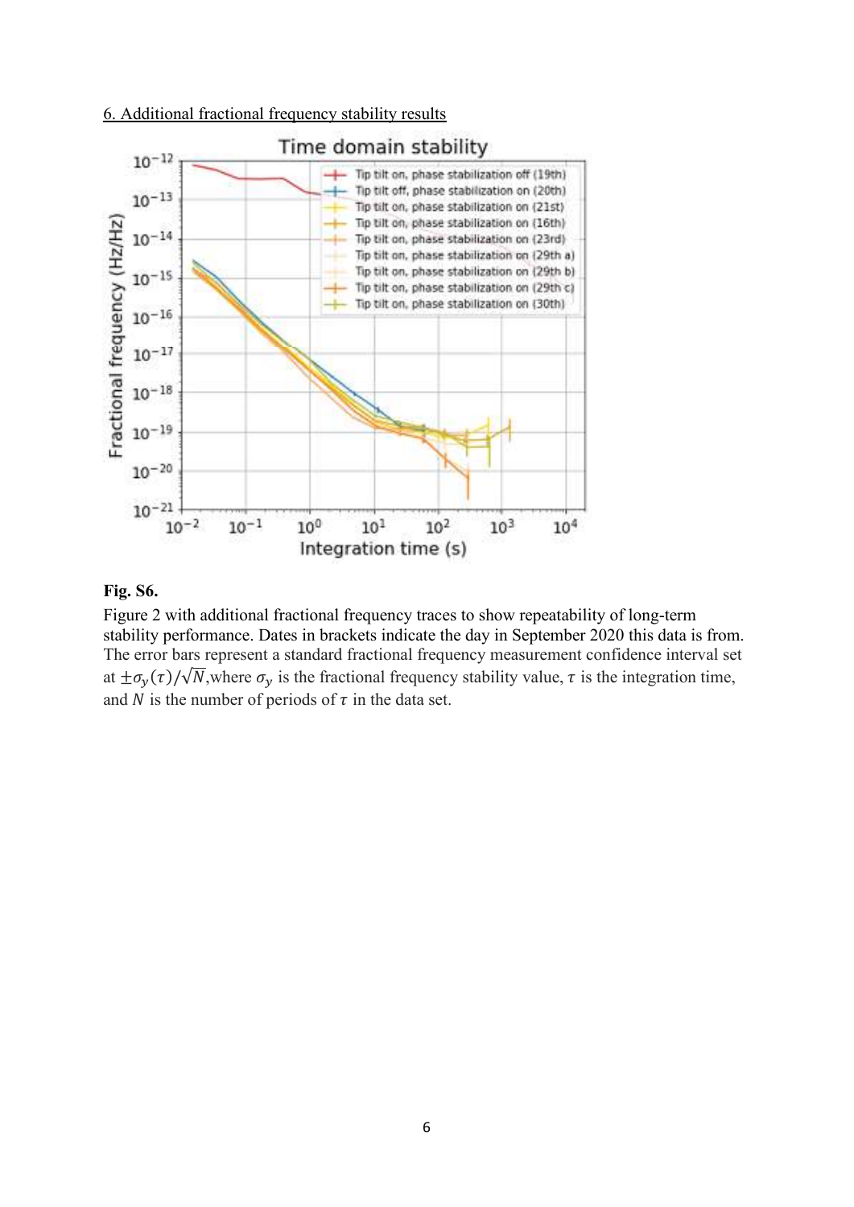6. Additional fractional frequency stability results

Time domain stability

Fractional frequency (Hz/Hz)

Integration time (s)

$10^{-12}$
$10^{-13}$
$10^{-14}$
$10^{-15}$
$10^{-16}$
$10^{-17}$
$10^{-18}$
$10^{-19}$
$10^{-20}$
$10^{-21}$

$10^{-2}$ $10^{-1}$ $10^{0}$ $10^{1}$ $10^{2}$ $10^{3}$ $10^{4}$

Tip tilt on, phase stabilization off (19th)
Tip tilt off, phase stabilization on (20th)
Tip tilt on, phase stabilization on (21st)
Tip tilt on, phase stabilization on (16th)
Tip tilt on, phase stabilization on (23rd)
Tip tilt on, phase stabilization on (29th a)
Tip tilt on, phase stabilization on (29th b)
Tip tilt on, phase stabilization on (29th c)
Tip tilt on, phase stabilization on (30th)

**Fig. S6.**
Figure 2 with additional fractional frequency traces to show repeatability of long-term stability performance. Dates in brackets indicate the day in September 2020 this data is from. The error bars represent a standard fractional frequency measurement confidence interval set at $\pm\sigma_y(\tau)/\sqrt{N}$, where $\sigma_y$ is the fractional frequency stability value, $\tau$ is the integration time, and $N$ is the number of periods of $\tau$ in the data set.